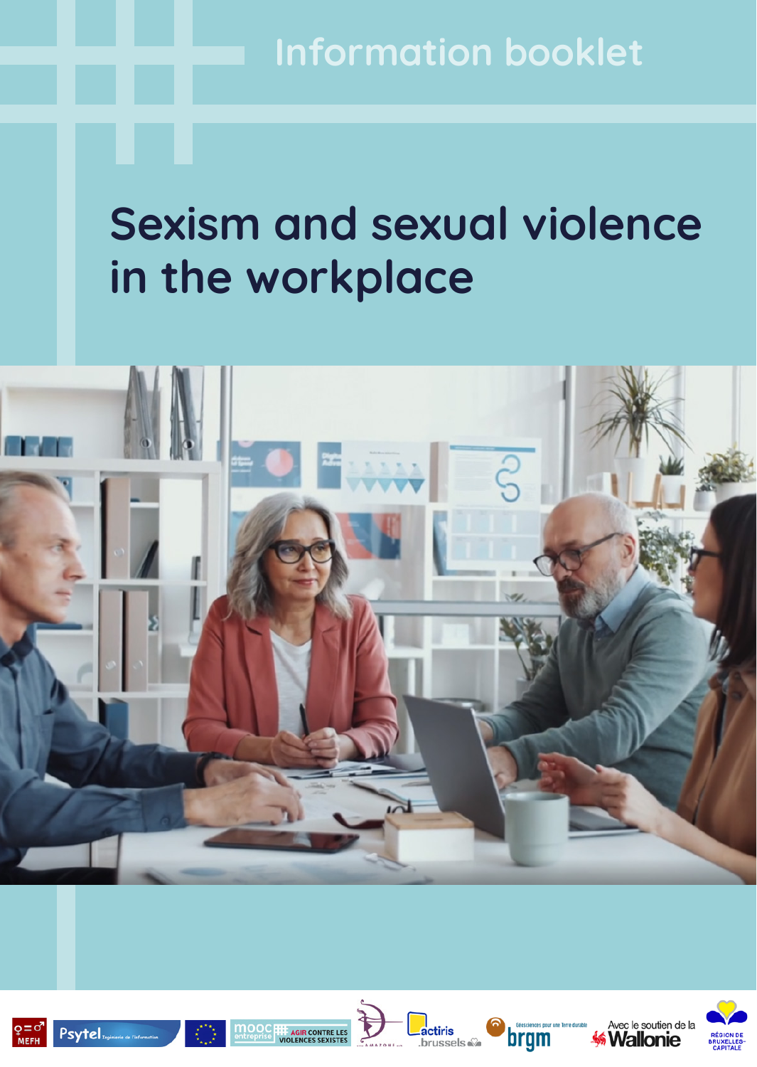Information booklet

# Sexism and sexual violence in the workplace

Avec le soutien de la Wallonie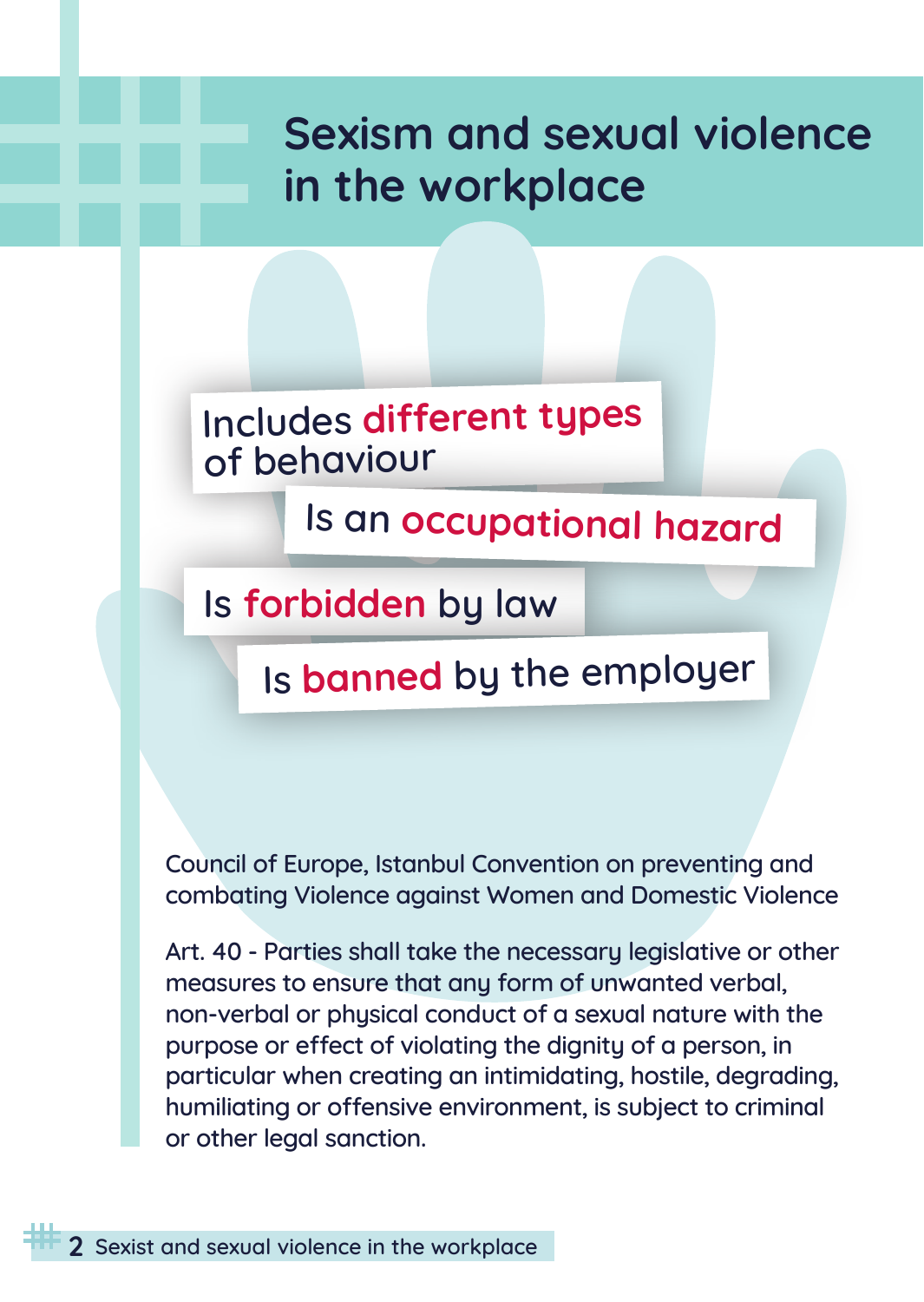# Sexism and sexual violence in the workplace

Includes **different types** of behaviour

Is an **occupational hazard**

Is **forbidden** by law

Is **banned** by the employer

Council of Europe, Istanbul Convention on preventing and combating Violence against Women and Domestic Violence

Art. 40 - Parties shall take the necessary legislative or other measures to ensure that any form of unwanted verbal, non-verbal or physical conduct of a sexual nature with the purpose or effect of violating the dignity of a person, in particular when creating an intimidating, hostile, degrading, humiliating or offensive environment, is subject to criminal or other legal sanction.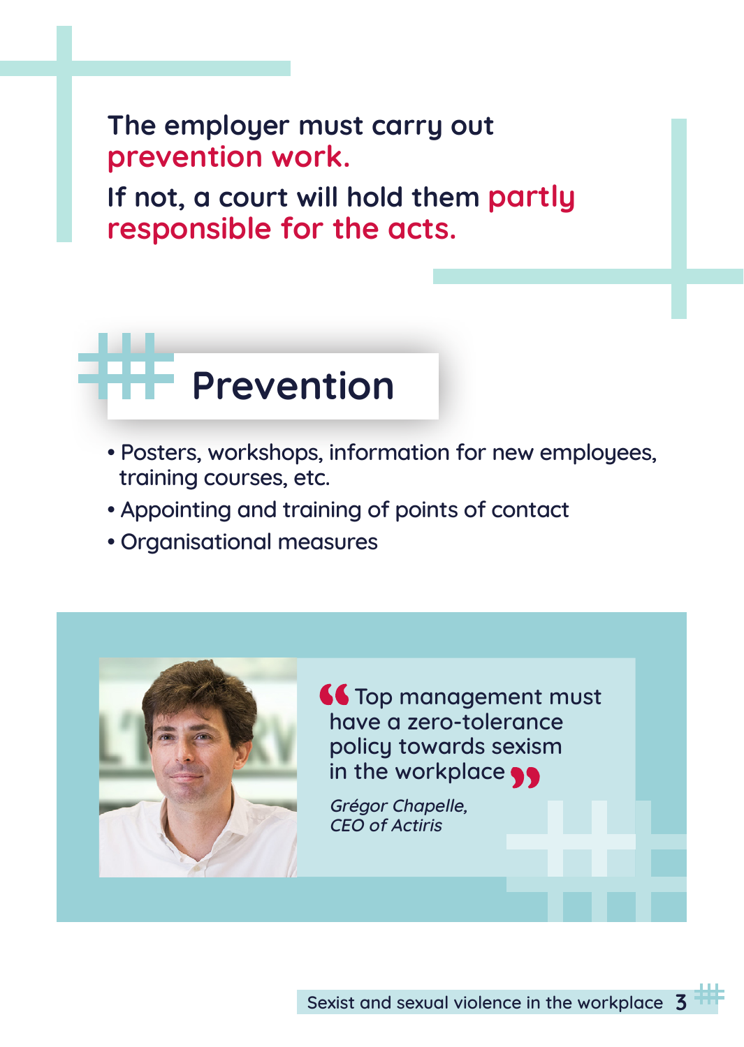**The employer must carry out prevention work.**

**If not, a court will hold them partly responsible for the acts.**

## Prevention

- Posters, workshops, information for new employees, training courses, etc.
- Appointing and training of points of contact
- Organisational measures

> “Top management must have a zero-tolerance policy towards sexism in the workplace”
>
> *Grégor Chapelle, CEO of Actiris*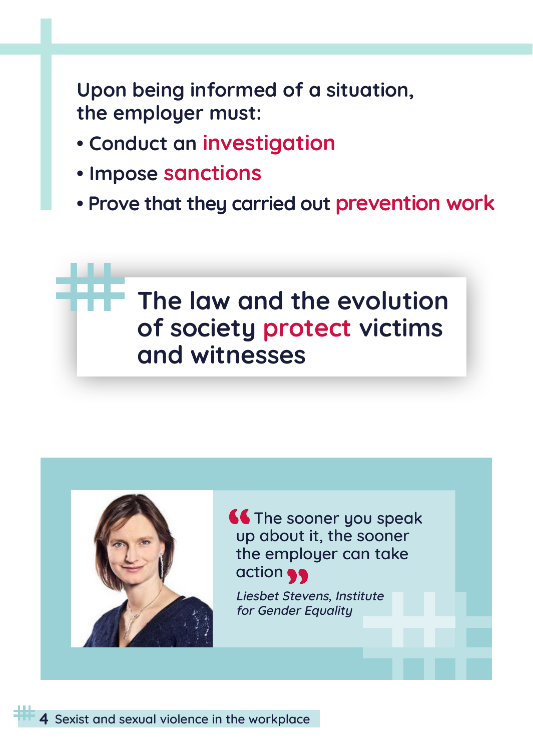Upon being informed of a situation, the employer must:

- Conduct an **investigation**
- Impose **sanctions**
- Prove that they carried out **prevention work**

## The law and the evolution of society protect victims and witnesses

> “The sooner you speak up about it, the sooner the employer can take action”
>
> *Liesbet Stevens, Institute for Gender Equality*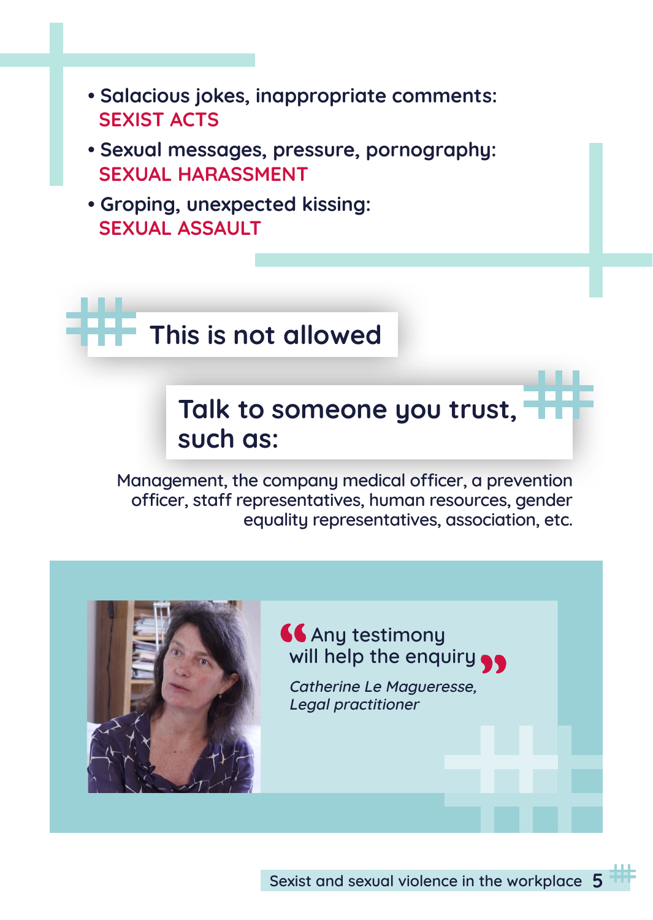- Salacious jokes, inappropriate comments: SEXIST ACTS
- Sexual messages, pressure, pornography: SEXUAL HARASSMENT
- Groping, unexpected kissing: SEXUAL ASSAULT

## This is not allowed

## Talk to someone you trust, such as:

Management, the company medical officer, a prevention officer, staff representatives, human resources, gender equality representatives, association, etc.

> “Any testimony will help the enquiry”
>
> *Catherine Le Magueresse, Legal practitioner*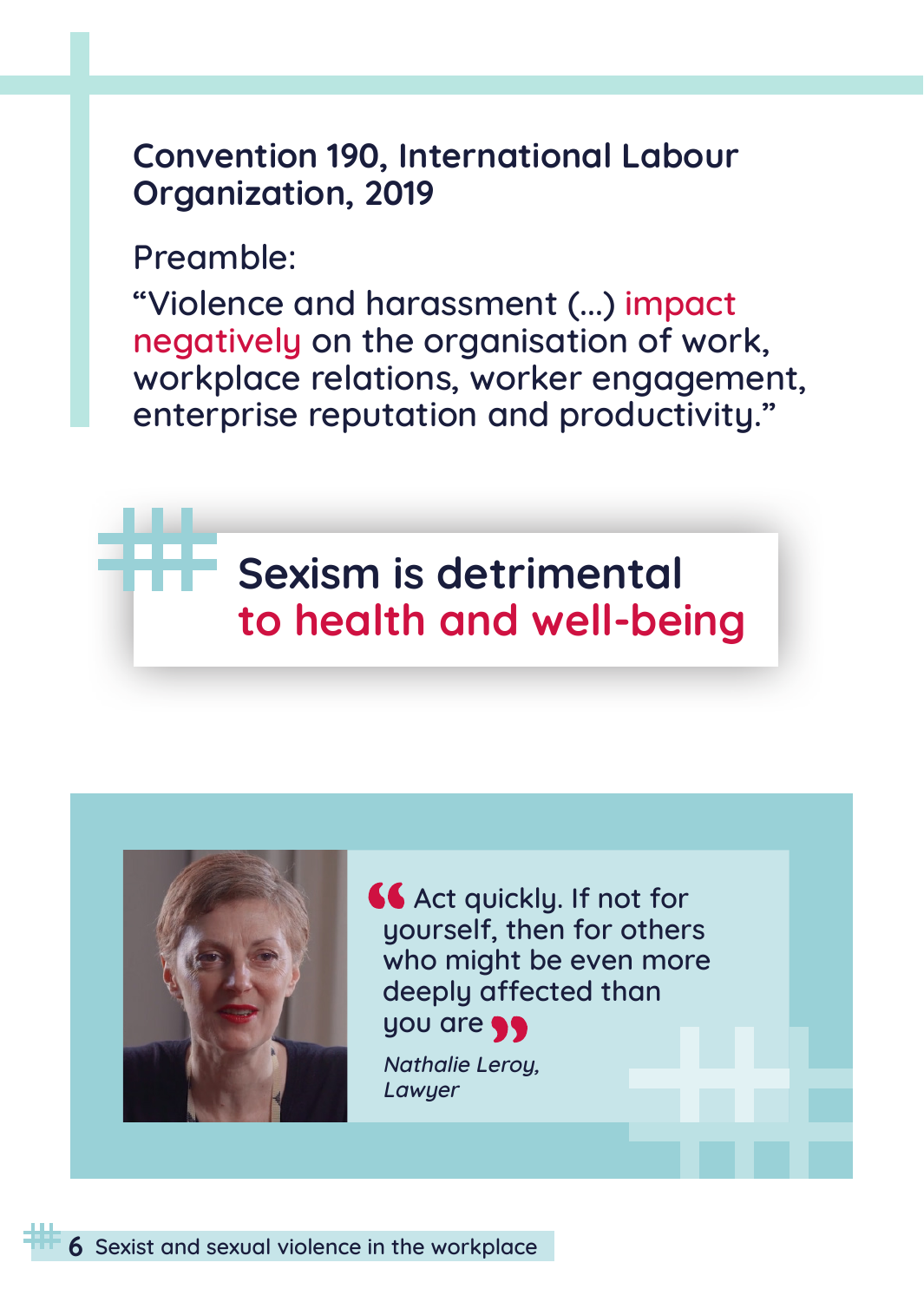**Convention 190, International Labour Organization, 2019**

Preamble:

"Violence and harassment (...) impact negatively on the organisation of work, workplace relations, worker engagement, enterprise reputation and productivity."

## Sexism is detrimental to health and well-being

> "Act quickly. If not for yourself, then for others who might be even more deeply affected than you are"
>
> *Nathalie Leroy, Lawyer*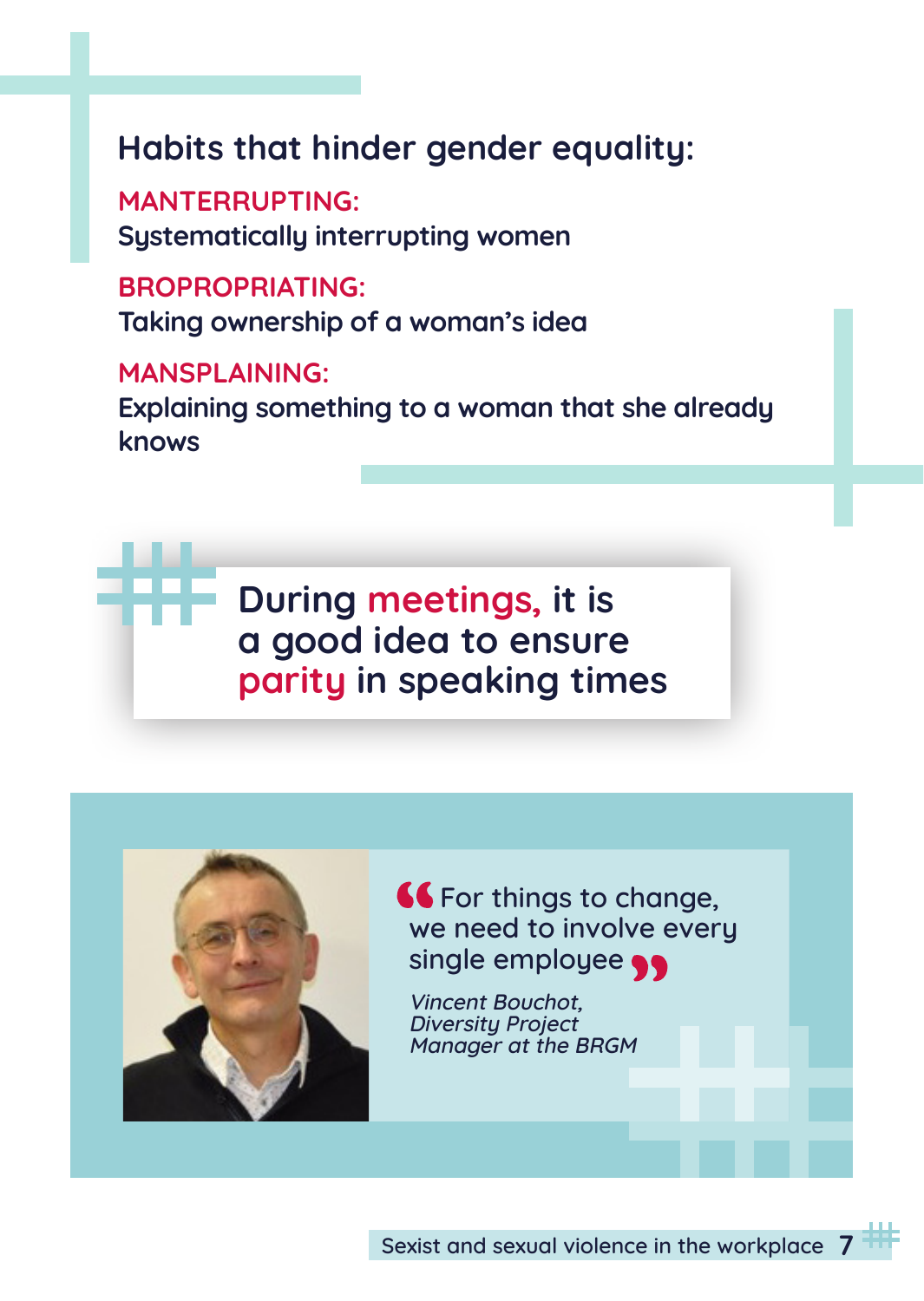## Habits that hinder gender equality:

**MANTERRUPTING:**
Systematically interrupting women

**BROPROPRIATING:**
Taking ownership of a woman's idea

**MANSPLAINING:**
Explaining something to a woman that she already knows

**During meetings, it is a good idea to ensure parity in speaking times**

> "For things to change, we need to involve every single employee"
>
> *Vincent Bouchot, Diversity Project Manager at the BRGM*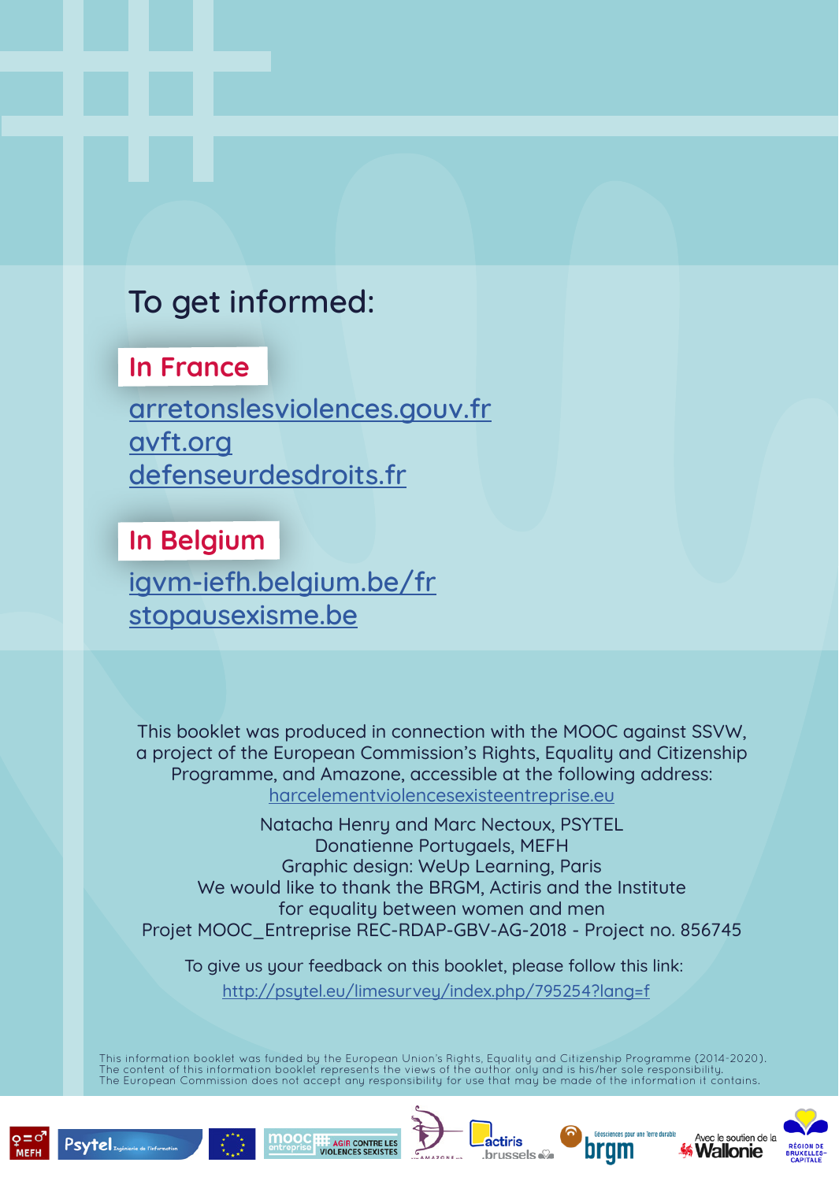## To get informed:

### In France

arretonslesviolences.gouv.fr
avft.org
defenseurdesdroits.fr

### In Belgium

igvm-iefh.belgium.be/fr
stopausexisme.be

This booklet was produced in connection with the MOOC against SSVW, a project of the European Commission's Rights, Equality and Citizenship Programme, and Amazone, accessible at the following address:
harcelementviolencesexisteentreprise.eu

Natacha Henry and Marc Nectoux, PSYTEL
Donatienne Portugaels, MEFH
Graphic design: WeUp Learning, Paris
We would like to thank the BRGM, Actiris and the Institute for equality between women and men
Projet MOOC_Entreprise REC-RDAP-GBV-AG-2018 - Project no. 856745

To give us your feedback on this booklet, please follow this link:
http://psytel.eu/limesurvey/index.php/795254?lang=f

This information booklet was funded by the European Union's Rights, Equality and Citizenship Programme (2014-2020).
The content of this information booklet represents the views of the author only and is his/her sole responsibility.
The European Commission does not accept any responsibility for use that may be made of the information it contains.

MEFH | Psytel Ingénierie de l'information | mooc entreprise AGIR CONTRE LES VIOLENCES SEXISTES | AMAZONE | actiris .brussels | Géosciences pour une Terre durable brgm | Avec le soutien de la Wallonie | RÉGION DE BRUXELLES-CAPITALE